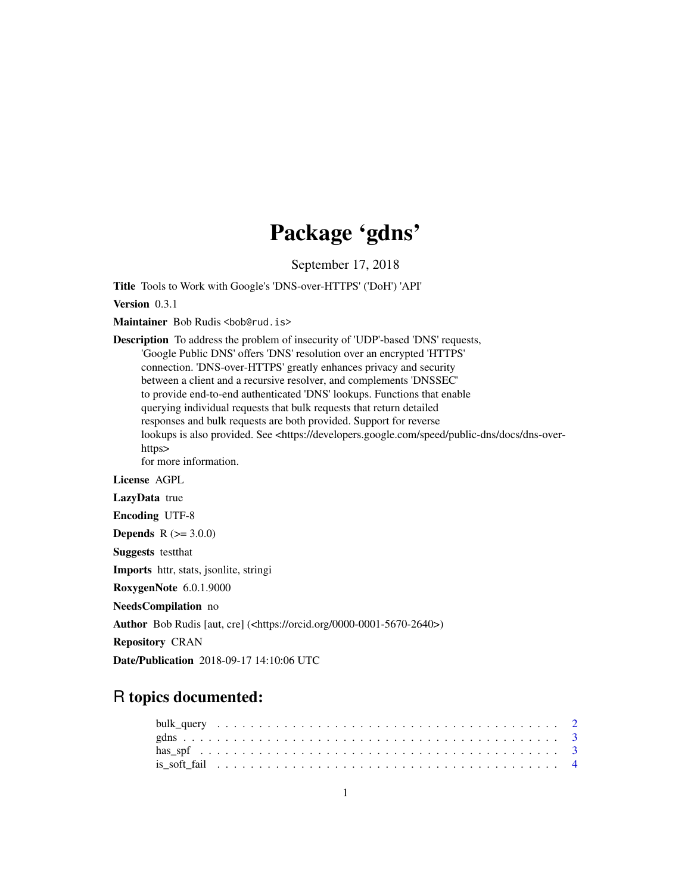# Package 'gdns'

September 17, 2018

**Title** Tools to Work with Google's 'DNS-over-HTTPS' ('DoH') 'API'

**Version** 0.3.1

**Maintainer** Bob Rudis <bob@rud.is>

**Description** To address the problem of insecurity of 'UDP'-based 'DNS' requests, 'Google Public DNS' offers 'DNS' resolution over an encrypted 'HTTPS' connection. 'DNS-over-HTTPS' greatly enhances privacy and security between a client and a recursive resolver, and complements 'DNSSEC' to provide end-to-end authenticated 'DNS' lookups. Functions that enable querying individual requests that bulk requests that return detailed responses and bulk requests are both provided. Support for reverse lookups is also provided. See <https://developers.google.com/speed/public-dns/docs/dns-over-https> for more information.

**License** AGPL

**LazyData** true

**Encoding** UTF-8

**Depends** R (>= 3.0.0)

**Suggests** testthat

**Imports** httr, stats, jsonlite, stringi

**RoxygenNote** 6.0.1.9000

**NeedsCompilation** no

**Author** Bob Rudis [aut, cre] (<https://orcid.org/0000-0001-5670-2640>)

**Repository** CRAN

**Date/Publication** 2018-09-17 14:10:06 UTC

## R topics documented:

- bulk_query . . . . . . . . . . . . . . . . . . . . . . . . . . . . . . . . . . . . . . . . 2
- gdns . . . . . . . . . . . . . . . . . . . . . . . . . . . . . . . . . . . . . . . . . . . . 3
- has_spf . . . . . . . . . . . . . . . . . . . . . . . . . . . . . . . . . . . . . . . . . . 3
- is_soft_fail . . . . . . . . . . . . . . . . . . . . . . . . . . . . . . . . . . . . . . . . 4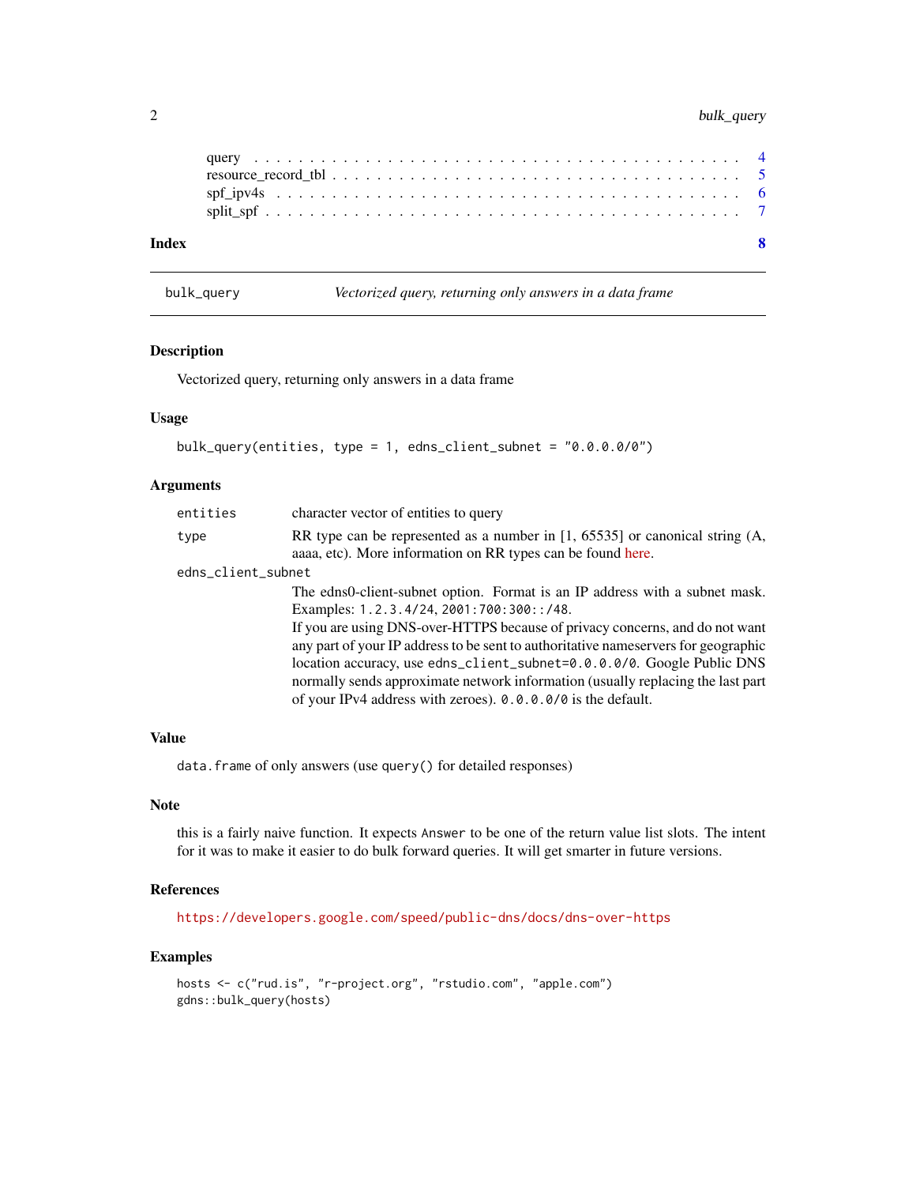query . . . . . . . . . . . . . . . . . . . . . . . . . . . . . . . . . . . . . . . . . . 4
resource_record_tbl . . . . . . . . . . . . . . . . . . . . . . . . . . . . . . . . . . . . 5
spf_ipv4s . . . . . . . . . . . . . . . . . . . . . . . . . . . . . . . . . . . . . . . . . 6
split_spf . . . . . . . . . . . . . . . . . . . . . . . . . . . . . . . . . . . . . . . . . 7

**Index** **8**

---

`bulk_query` *Vectorized query, returning only answers in a data frame*

---

### Description

Vectorized query, returning only answers in a data frame

### Usage

```
bulk_query(entities, type = 1, edns_client_subnet = "0.0.0.0/0")
```

### Arguments

| | |
|---|---|
| `entities` | character vector of entities to query |
| `type` | RR type can be represented as a number in [1, 65535] or canonical string (A, aaaa, etc). More information on RR types can be found here. |
| `edns_client_subnet` | The edns0-client-subnet option. Format is an IP address with a subnet mask. Examples: `1.2.3.4/24`, `2001:700:300::/48`. If you are using DNS-over-HTTPS because of privacy concerns, and do not want any part of your IP address to be sent to authoritative nameservers for geographic location accuracy, use `edns_client_subnet=0.0.0.0/0`. Google Public DNS normally sends approximate network information (usually replacing the last part of your IPv4 address with zeroes). `0.0.0.0/0` is the default. |

### Value

`data.frame` of only answers (use `query()` for detailed responses)

### Note

this is a fairly naive function. It expects `Answer` to be one of the return value list slots. The intent for it was to make it easier to do bulk forward queries. It will get smarter in future versions.

### References

https://developers.google.com/speed/public-dns/docs/dns-over-https

### Examples

```
hosts <- c("rud.is", "r-project.org", "rstudio.com", "apple.com")
gdns::bulk_query(hosts)
```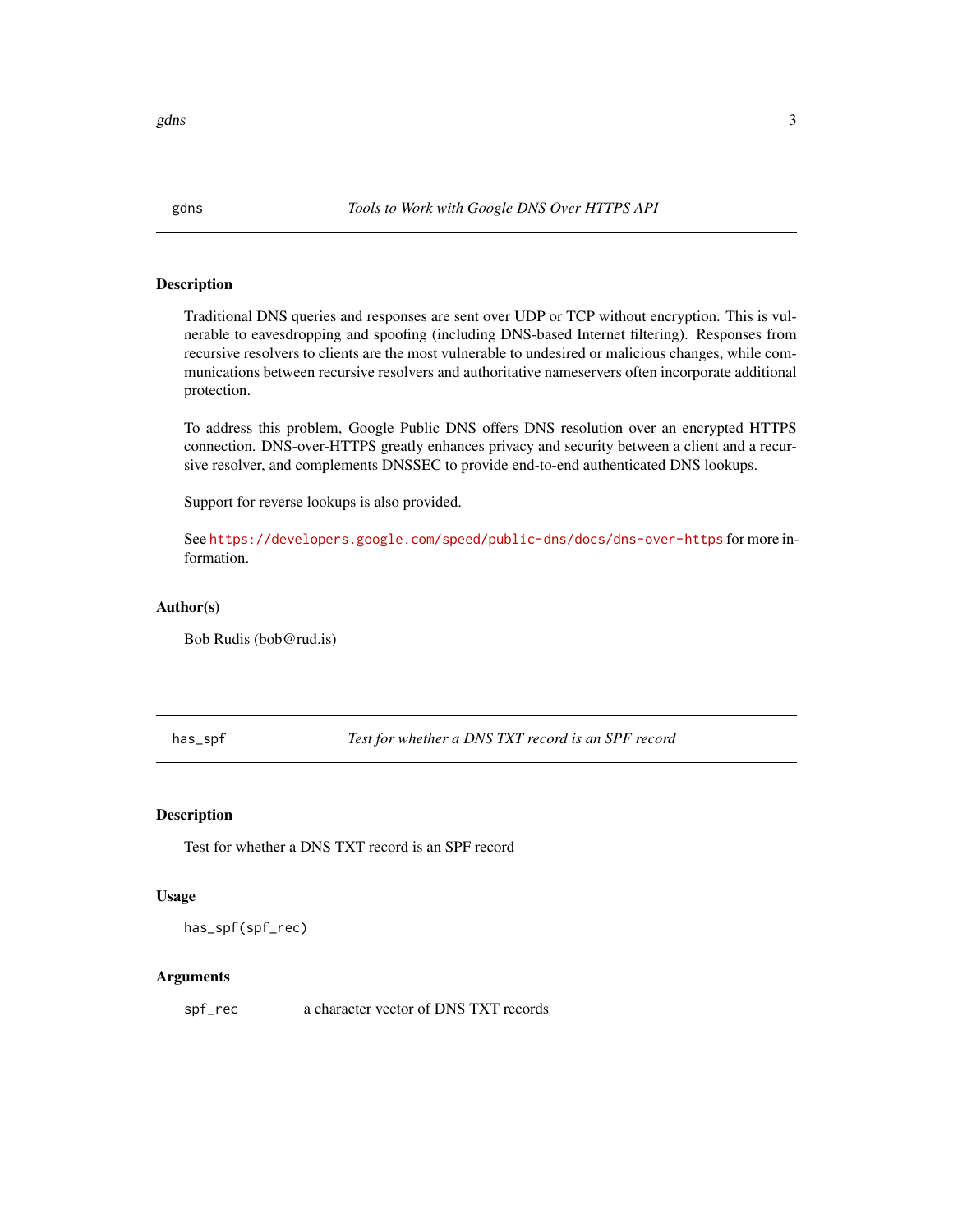## gdns — *Tools to Work with Google DNS Over HTTPS API*

### Description

Traditional DNS queries and responses are sent over UDP or TCP without encryption. This is vulnerable to eavesdropping and spoofing (including DNS-based Internet filtering). Responses from recursive resolvers to clients are the most vulnerable to undesired or malicious changes, while communications between recursive resolvers and authoritative nameservers often incorporate additional protection.

To address this problem, Google Public DNS offers DNS resolution over an encrypted HTTPS connection. DNS-over-HTTPS greatly enhances privacy and security between a client and a recursive resolver, and complements DNSSEC to provide end-to-end authenticated DNS lookups.

Support for reverse lookups is also provided.

See https://developers.google.com/speed/public-dns/docs/dns-over-https for more information.

### Author(s)

Bob Rudis (bob@rud.is)

## has_spf — *Test for whether a DNS TXT record is an SPF record*

### Description

Test for whether a DNS TXT record is an SPF record

### Usage

```
has_spf(spf_rec)
```

### Arguments

| | |
|---|---|
| spf_rec | a character vector of DNS TXT records |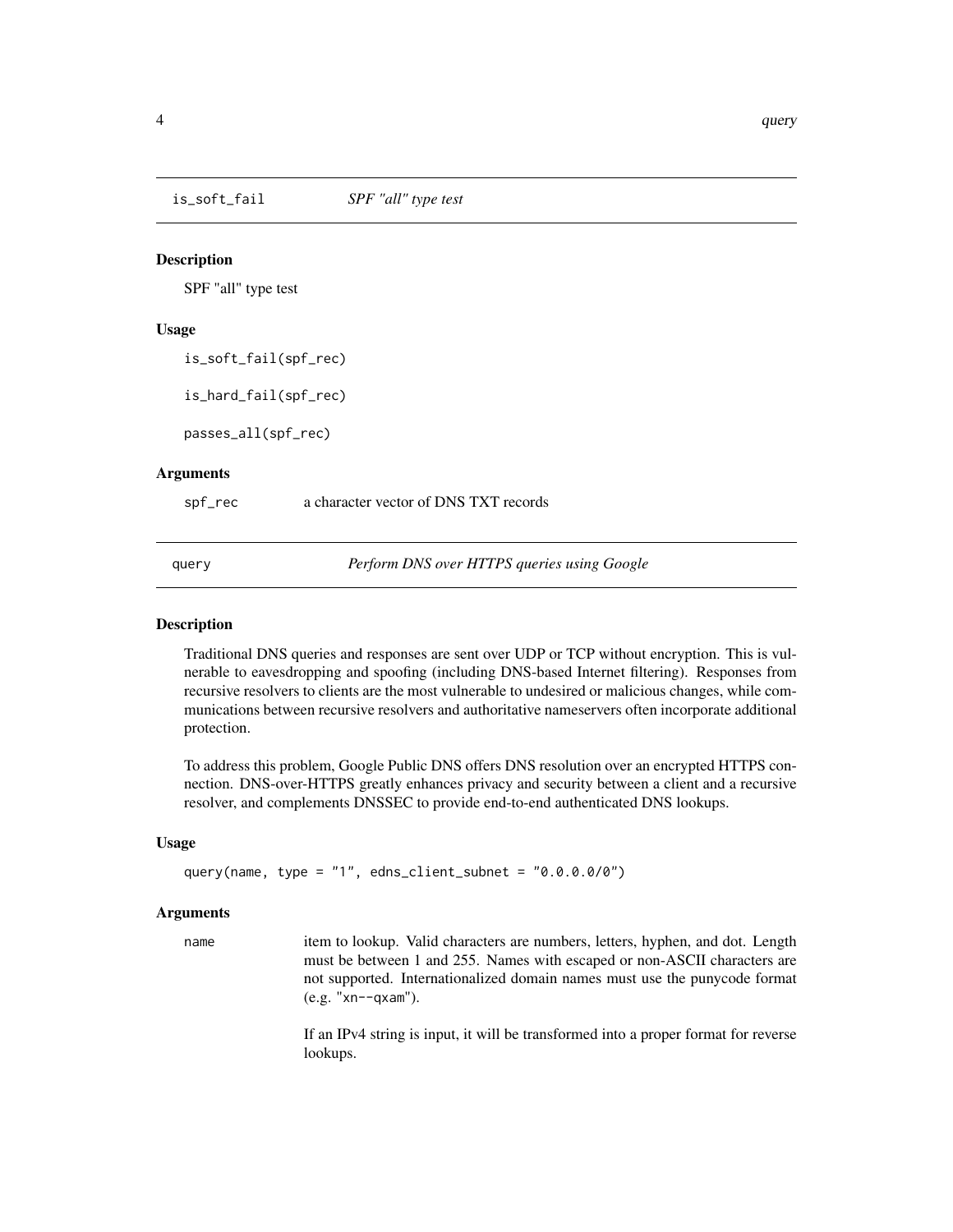## is_soft_fail *SPF "all" type test*

### Description

SPF "all" type test

### Usage

```
is_soft_fail(spf_rec)

is_hard_fail(spf_rec)

passes_all(spf_rec)
```

### Arguments

| | |
|---|---|
| spf_rec | a character vector of DNS TXT records |

## query *Perform DNS over HTTPS queries using Google*

### Description

Traditional DNS queries and responses are sent over UDP or TCP without encryption. This is vulnerable to eavesdropping and spoofing (including DNS-based Internet filtering). Responses from recursive resolvers to clients are the most vulnerable to undesired or malicious changes, while communications between recursive resolvers and authoritative nameservers often incorporate additional protection.

To address this problem, Google Public DNS offers DNS resolution over an encrypted HTTPS connection. DNS-over-HTTPS greatly enhances privacy and security between a client and a recursive resolver, and complements DNSSEC to provide end-to-end authenticated DNS lookups.

### Usage

```
query(name, type = "1", edns_client_subnet = "0.0.0.0/0")
```

### Arguments

| | |
|---|---|
| name | item to lookup. Valid characters are numbers, letters, hyphen, and dot. Length must be between 1 and 255. Names with escaped or non-ASCII characters are not supported. Internationalized domain names must use the punycode format (e.g. "xn--qxam"). <br><br> If an IPv4 string is input, it will be transformed into a proper format for reverse lookups. |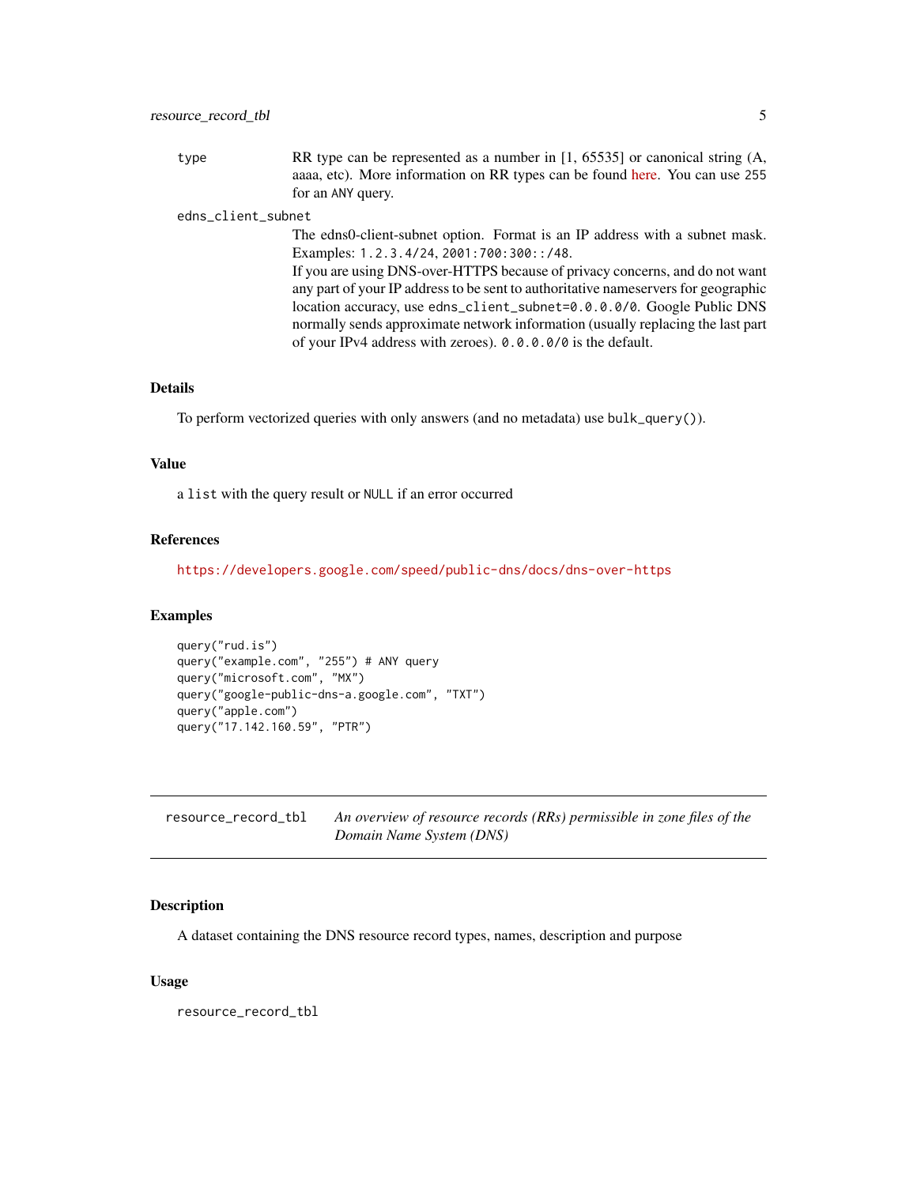`type`
: RR type can be represented as a number in [1, 65535] or canonical string (A, aaaa, etc). More information on RR types can be found here. You can use `255` for an `ANY` query.

`edns_client_subnet`
: The edns0-client-subnet option. Format is an IP address with a subnet mask. Examples: `1.2.3.4/24`, `2001:700:300::/48`.
If you are using DNS-over-HTTPS because of privacy concerns, and do not want any part of your IP address to be sent to authoritative nameservers for geographic location accuracy, use `edns_client_subnet=0.0.0.0/0`. Google Public DNS normally sends approximate network information (usually replacing the last part of your IPv4 address with zeroes). `0.0.0.0/0` is the default.

## Details

To perform vectorized queries with only answers (and no metadata) use `bulk_query()`).

## Value

a `list` with the query result or `NULL` if an error occurred

## References

https://developers.google.com/speed/public-dns/docs/dns-over-https

## Examples

```
query("rud.is")
query("example.com", "255") # ANY query
query("microsoft.com", "MX")
query("google-public-dns-a.google.com", "TXT")
query("apple.com")
query("17.142.160.59", "PTR")
```

---

# resource_record_tbl

*An overview of resource records (RRs) permissible in zone files of the Domain Name System (DNS)*

---

## Description

A dataset containing the DNS resource record types, names, description and purpose

## Usage

```
resource_record_tbl
```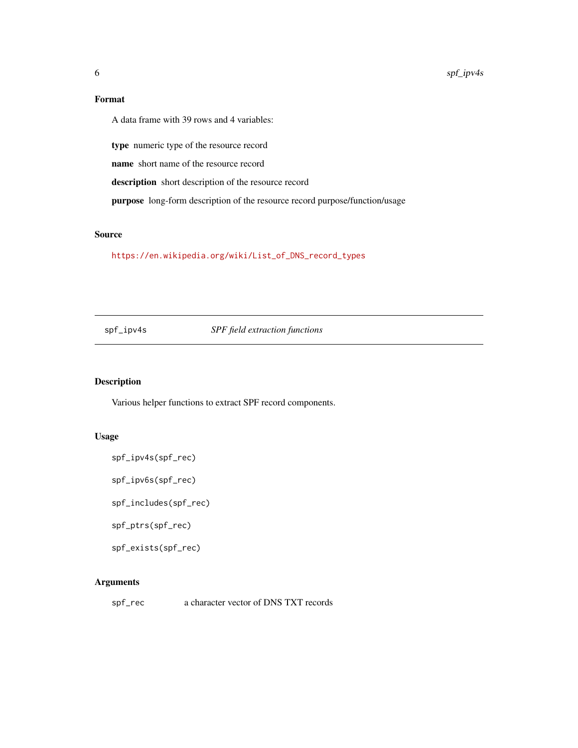### Format

A data frame with 39 rows and 4 variables:

**type** numeric type of the resource record

**name** short name of the resource record

**description** short description of the resource record

**purpose** long-form description of the resource record purpose/function/usage

### Source

https://en.wikipedia.org/wiki/List_of_DNS_record_types

---

## spf_ipv4s *SPF field extraction functions*

---

### Description

Various helper functions to extract SPF record components.

### Usage

```
spf_ipv4s(spf_rec)

spf_ipv6s(spf_rec)

spf_includes(spf_rec)

spf_ptrs(spf_rec)

spf_exists(spf_rec)
```

### Arguments

| | |
|---|---|
| spf_rec | a character vector of DNS TXT records |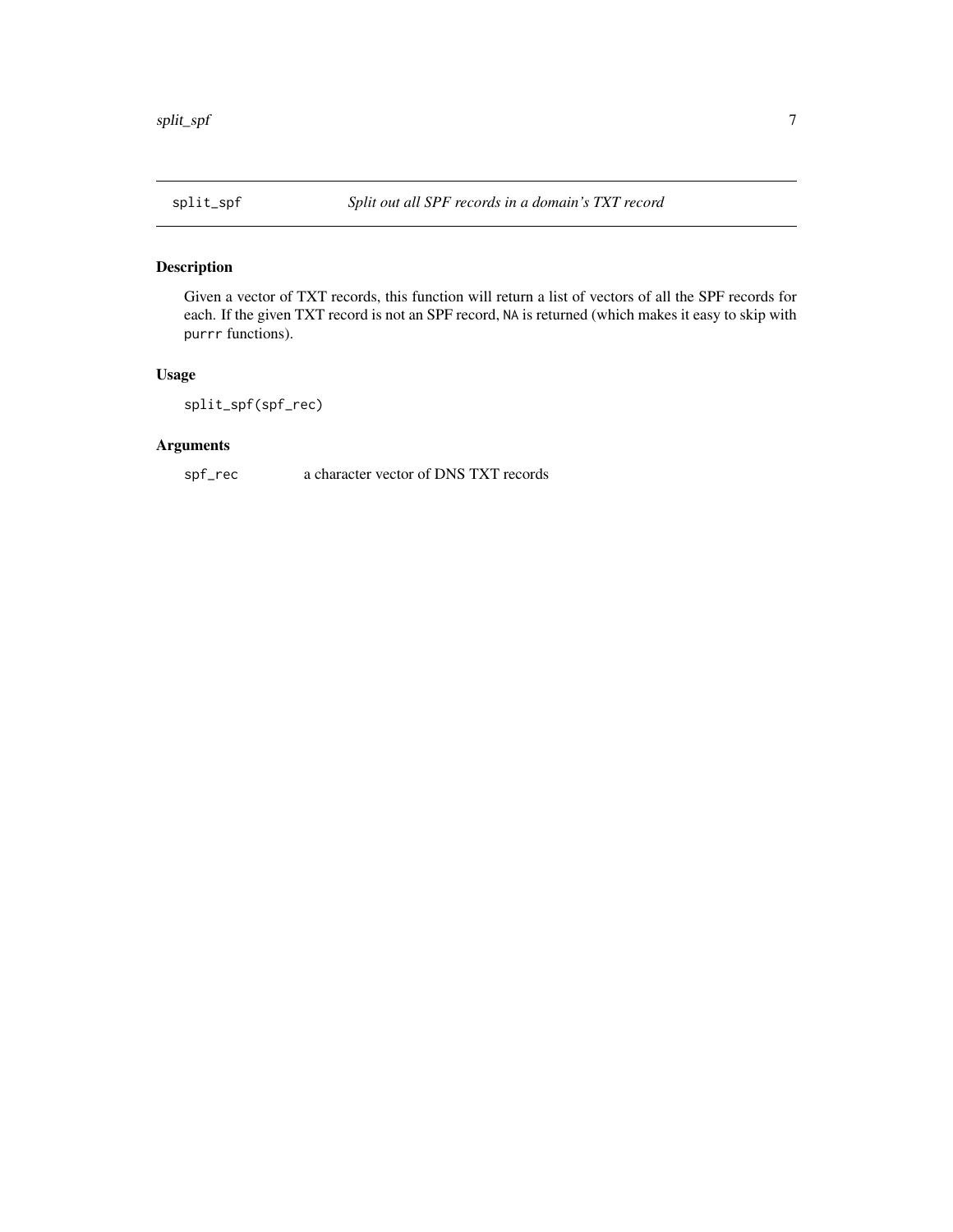## split_spf — *Split out all SPF records in a domain's TXT record*

### Description

Given a vector of TXT records, this function will return a list of vectors of all the SPF records for each. If the given TXT record is not an SPF record, `NA` is returned (which makes it easy to skip with `purrr` functions).

### Usage

```
split_spf(spf_rec)
```

### Arguments

| | |
|---|---|
| `spf_rec` | a character vector of DNS TXT records |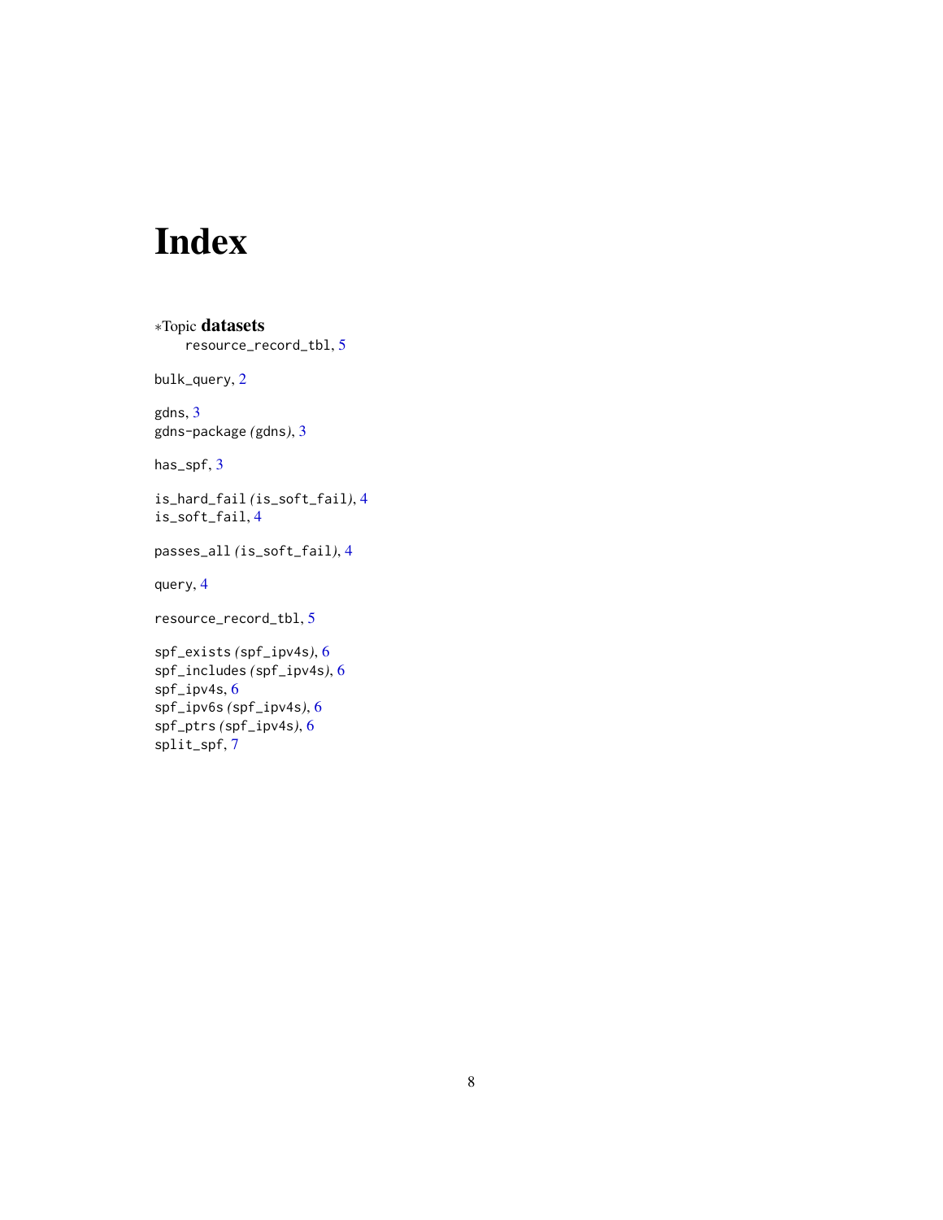# Index

∗Topic **datasets**
    resource_record_tbl, 5

bulk_query, 2

gdns, 3
gdns-package *(*gdns*)*, 3

has_spf, 3

is_hard_fail *(*is_soft_fail*)*, 4
is_soft_fail, 4

passes_all *(*is_soft_fail*)*, 4

query, 4

resource_record_tbl, 5

spf_exists *(*spf_ipv4s*)*, 6
spf_includes *(*spf_ipv4s*)*, 6
spf_ipv4s, 6
spf_ipv6s *(*spf_ipv4s*)*, 6
spf_ptrs *(*spf_ipv4s*)*, 6
split_spf, 7